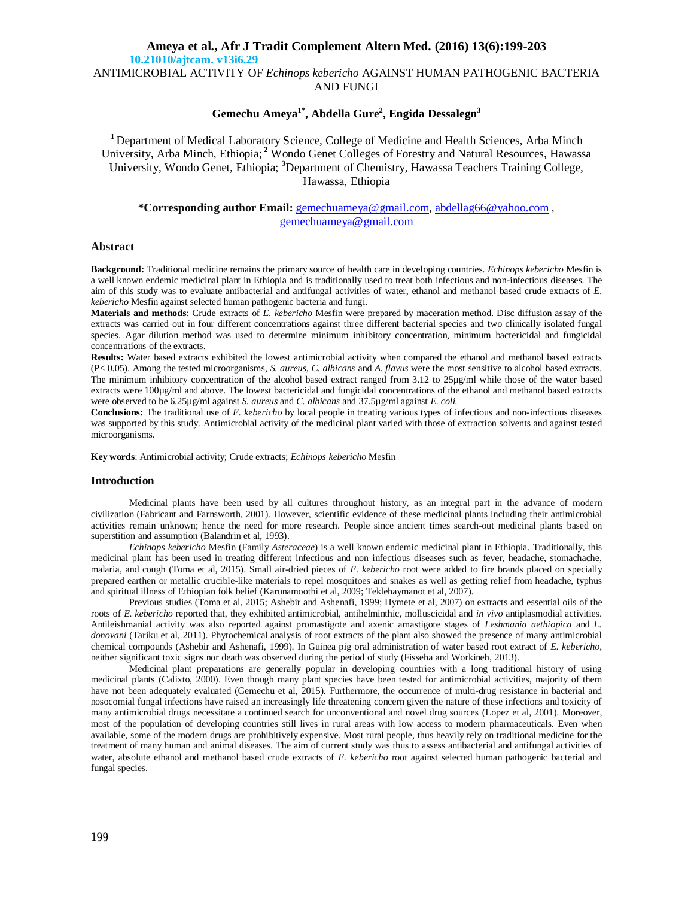10.21010/ajtcam. v13i6.29

# ANTIMICROBIAL ACTIVITY OF *Echinops kebericho* AGAINST HUMAN PATHOGENIC BACTERIA AND FUNGI

**Gemechu Ameya[1*], Abdella Gure[2], Engida Dessalegn[3]**

[1] Department of Medical Laboratory Science, College of Medicine and Health Sciences, Arba Minch University, Arba Minch, Ethiopia; [2] Wondo Genet Colleges of Forestry and Natural Resources, Hawassa University, Wondo Genet, Ethiopia; [3]Department of Chemistry, Hawassa Teachers Training College, Hawassa, Ethiopia

**\*Corresponding author Email:** gemechuameya@gmail.com, abdellag66@yahoo.com , gemechuameya@gmail.com

## Abstract

**Background:** Traditional medicine remains the primary source of health care in developing countries. *Echinops kebericho* Mesfin is a well known endemic medicinal plant in Ethiopia and is traditionally used to treat both infectious and non-infectious diseases. The aim of this study was to evaluate antibacterial and antifungal activities of water, ethanol and methanol based crude extracts of *E. kebericho* Mesfin against selected human pathogenic bacteria and fungi.

**Materials and methods**: Crude extracts of *E. kebericho* Mesfin were prepared by maceration method. Disc diffusion assay of the extracts was carried out in four different concentrations against three different bacterial species and two clinically isolated fungal species. Agar dilution method was used to determine minimum inhibitory concentration, minimum bactericidal and fungicidal concentrations of the extracts.

**Results:** Water based extracts exhibited the lowest antimicrobial activity when compared the ethanol and methanol based extracts ($P< 0.05$). Among the tested microorganisms, *S. aureus, C. albicans* and *A. flavus* were the most sensitive to alcohol based extracts. The minimum inhibitory concentration of the alcohol based extract ranged from 3.12 to 25µg/ml while those of the water based extracts were 100µg/ml and above. The lowest bactericidal and fungicidal concentrations of the ethanol and methanol based extracts were observed to be 6.25µg/ml against *S. aureus* and *C. albicans* and 37.5µg/ml against *E. coli.*

**Conclusions:** The traditional use of *E. kebericho* by local people in treating various types of infectious and non-infectious diseases was supported by this study. Antimicrobial activity of the medicinal plant varied with those of extraction solvents and against tested microorganisms.

**Key words**: Antimicrobial activity; Crude extracts; *Echinops kebericho* Mesfin

## Introduction

Medicinal plants have been used by all cultures throughout history, as an integral part in the advance of modern civilization (Fabricant and Farnsworth, 2001). However, scientific evidence of these medicinal plants including their antimicrobial activities remain unknown; hence the need for more research. People since ancient times search-out medicinal plants based on superstition and assumption (Balandrin et al, 1993).

*Echinops kebericho* Mesfin (Family *Asteraceae*) is a well known endemic medicinal plant in Ethiopia. Traditionally, this medicinal plant has been used in treating different infectious and non infectious diseases such as fever, headache, stomachache, malaria, and cough (Toma et al, 2015). Small air-dried pieces of *E. kebericho* root were added to fire brands placed on specially prepared earthen or metallic crucible-like materials to repel mosquitoes and snakes as well as getting relief from headache, typhus and spiritual illness of Ethiopian folk belief (Karunamoothi et al, 2009; Teklehaymanot et al, 2007).

Previous studies (Toma et al, 2015; Ashebir and Ashenafi, 1999; Hymete et al, 2007) on extracts and essential oils of the roots of *E. kebericho* reported that, they exhibited antimicrobial, antihelminthic, molluscicidal and *in vivo* antiplasmodial activities. Antileishmanial activity was also reported against promastigote and axenic amastigote stages of *Leshmania aethiopica* and *L. donovani* (Tariku et al, 2011). Phytochemical analysis of root extracts of the plant also showed the presence of many antimicrobial chemical compounds (Ashebir and Ashenafi, 1999). In Guinea pig oral administration of water based root extract of *E. kebericho*, neither significant toxic signs nor death was observed during the period of study (Fisseha and Workineh, 2013).

Medicinal plant preparations are generally popular in developing countries with a long traditional history of using medicinal plants (Calixto, 2000). Even though many plant species have been tested for antimicrobial activities, majority of them have not been adequately evaluated (Gemechu et al, 2015). Furthermore, the occurrence of multi-drug resistance in bacterial and nosocomial fungal infections have raised an increasingly life threatening concern given the nature of these infections and toxicity of many antimicrobial drugs necessitate a continued search for unconventional and novel drug sources (Lopez et al, 2001). Moreover, most of the population of developing countries still lives in rural areas with low access to modern pharmaceuticals. Even when available, some of the modern drugs are prohibitively expensive. Most rural people, thus heavily rely on traditional medicine for the treatment of many human and animal diseases. The aim of current study was thus to assess antibacterial and antifungal activities of water, absolute ethanol and methanol based crude extracts of *E. kebericho* root against selected human pathogenic bacterial and fungal species.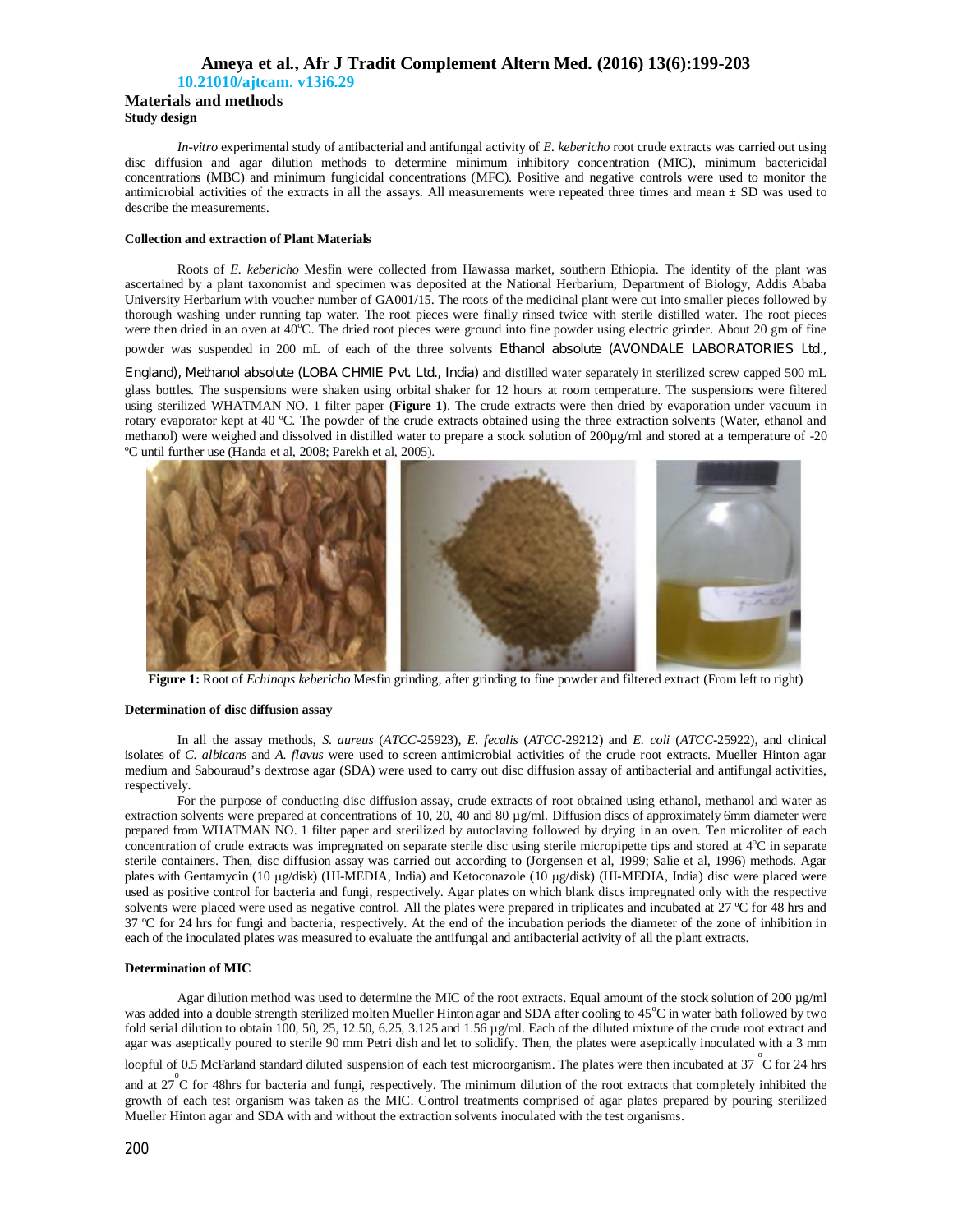## Materials and methods

### Study design

*In-vitro* experimental study of antibacterial and antifungal activity of *E. kebericho* root crude extracts was carried out using disc diffusion and agar dilution methods to determine minimum inhibitory concentration (MIC), minimum bactericidal concentrations (MBC) and minimum fungicidal concentrations (MFC). Positive and negative controls were used to monitor the antimicrobial activities of the extracts in all the assays. All measurements were repeated three times and mean ± SD was used to describe the measurements.

### Collection and extraction of Plant Materials

Roots of *E. kebericho* Mesfin were collected from Hawassa market, southern Ethiopia. The identity of the plant was ascertained by a plant taxonomist and specimen was deposited at the National Herbarium, Department of Biology, Addis Ababa University Herbarium with voucher number of GA001/15. The roots of the medicinal plant were cut into smaller pieces followed by thorough washing under running tap water. The root pieces were finally rinsed twice with sterile distilled water. The root pieces were then dried in an oven at 40°C. The dried root pieces were ground into fine powder using electric grinder. About 20 gm of fine powder was suspended in 200 mL of each of the three solvents Ethanol absolute (AVONDALE LABORATORIES Ltd., England), Methanol absolute (LOBA CHMIE Pvt. Ltd., India) and distilled water separately in sterilized screw capped 500 mL glass bottles. The suspensions were shaken using orbital shaker for 12 hours at room temperature. The suspensions were filtered using sterilized WHATMAN NO. 1 filter paper (**Figure 1**). The crude extracts were then dried by evaporation under vacuum in rotary evaporator kept at 40 ºC. The powder of the crude extracts obtained using the three extraction solvents (Water, ethanol and methanol) were weighed and dissolved in distilled water to prepare a stock solution of 200µg/ml and stored at a temperature of -20 ºC until further use (Handa et al, 2008; Parekh et al, 2005).

**Figure 1:** Root of *Echinops kebericho* Mesfin grinding, after grinding to fine powder and filtered extract (From left to right)

### Determination of disc diffusion assay

In all the assay methods, *S. aureus* (*ATCC*-25923), *E. fecalis* (*ATCC*-29212) and *E. coli* (*ATCC*-25922), and clinical isolates of *C. albicans* and *A. flavus* were used to screen antimicrobial activities of the crude root extracts. Mueller Hinton agar medium and Sabouraud's dextrose agar (SDA) were used to carry out disc diffusion assay of antibacterial and antifungal activities, respectively.

For the purpose of conducting disc diffusion assay, crude extracts of root obtained using ethanol, methanol and water as extraction solvents were prepared at concentrations of 10, 20, 40 and 80 µg/ml. Diffusion discs of approximately 6mm diameter were prepared from WHATMAN NO. 1 filter paper and sterilized by autoclaving followed by drying in an oven. Ten microliter of each concentration of crude extracts was impregnated on separate sterile disc using sterile micropipette tips and stored at 4°C in separate sterile containers. Then, disc diffusion assay was carried out according to (Jorgensen et al, 1999; Salie et al, 1996) methods. Agar plates with Gentamycin (10 µg/disk) (HI-MEDIA, India) and Ketoconazole (10 µg/disk) (HI-MEDIA, India) disc were placed were used as positive control for bacteria and fungi, respectively. Agar plates on which blank discs impregnated only with the respective solvents were placed were used as negative control. All the plates were prepared in triplicates and incubated at 27 ºC for 48 hrs and 37 ºC for 24 hrs for fungi and bacteria, respectively. At the end of the incubation periods the diameter of the zone of inhibition in each of the inoculated plates was measured to evaluate the antifungal and antibacterial activity of all the plant extracts.

### Determination of MIC

Agar dilution method was used to determine the MIC of the root extracts. Equal amount of the stock solution of 200 µg/ml was added into a double strength sterilized molten Mueller Hinton agar and SDA after cooling to 45°C in water bath followed by two fold serial dilution to obtain 100, 50, 25, 12.50, 6.25, 3.125 and 1.56 µg/ml. Each of the diluted mixture of the crude root extract and agar was aseptically poured to sterile 90 mm Petri dish and let to solidify. Then, the plates were aseptically inoculated with a 3 mm loopful of 0.5 McFarland standard diluted suspension of each test microorganism. The plates were then incubated at 37 °C for 24 hrs and at 27 °C for 48hrs for bacteria and fungi, respectively. The minimum dilution of the root extracts that completely inhibited the growth of each test organism was taken as the MIC. Control treatments comprised of agar plates prepared by pouring sterilized Mueller Hinton agar and SDA with and without the extraction solvents inoculated with the test organisms.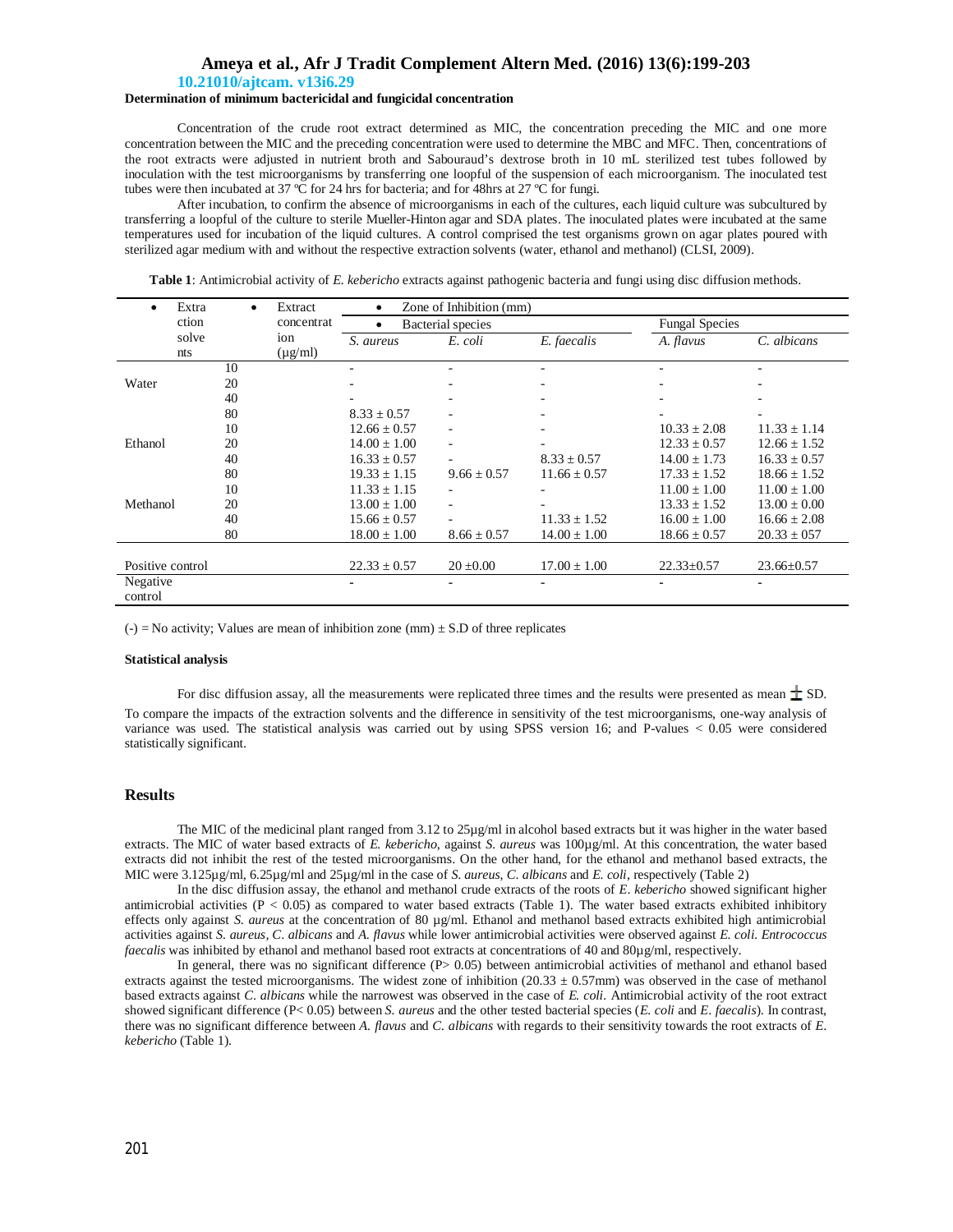**Determination of minimum bactericidal and fungicidal concentration**

Concentration of the crude root extract determined as MIC, the concentration preceding the MIC and one more concentration between the MIC and the preceding concentration were used to determine the MBC and MFC. Then, concentrations of the root extracts were adjusted in nutrient broth and Sabouraud's dextrose broth in 10 mL sterilized test tubes followed by inoculation with the test microorganisms by transferring one loopful of the suspension of each microorganism. The inoculated test tubes were then incubated at 37 ºC for 24 hrs for bacteria; and for 48hrs at 27 ºC for fungi.

After incubation, to confirm the absence of microorganisms in each of the cultures, each liquid culture was subcultured by transferring a loopful of the culture to sterile Mueller-Hinton agar and SDA plates. The inoculated plates were incubated at the same temperatures used for incubation of the liquid cultures. A control comprised the test organisms grown on agar plates poured with sterilized agar medium with and without the respective extraction solvents (water, ethanol and methanol) (CLSI, 2009).

**Table 1**: Antimicrobial activity of *E. kebericho* extracts against pathogenic bacteria and fungi using disc diffusion methods.

| Extraction solvents | Extract concentration (µg/ml) | Zone of Inhibition (mm) | | | | |
|---|---|---|---|---|---|---|
| | | Bacterial species | | | Fungal Species | |
| | | *S. aureus* | *E. coli* | *E. faecalis* | *A. flavus* | *C. albicans* |
| | 10 | - | - | - | - | - |
| Water | 20 | - | - | - | - | - |
| | 40 | - | - | - | - | - |
| | 80 | 8.33 ± 0.57 | - | - | - | - |
| | 10 | 12.66 ± 0.57 | - | - | 10.33 ± 2.08 | 11.33 ± 1.14 |
| Ethanol | 20 | 14.00 ± 1.00 | - | - | 12.33 ± 0.57 | 12.66 ± 1.52 |
| | 40 | 16.33 ± 0.57 | - | 8.33 ± 0.57 | 14.00 ± 1.73 | 16.33 ± 0.57 |
| | 80 | 19.33 ± 1.15 | 9.66 ± 0.57 | 11.66 ± 0.57 | 17.33 ± 1.52 | 18.66 ± 1.52 |
| | 10 | 11.33 ± 1.15 | - | - | 11.00 ± 1.00 | 11.00 ± 1.00 |
| Methanol | 20 | 13.00 ± 1.00 | - | - | 13.33 ± 1.52 | 13.00 ± 0.00 |
| | 40 | 15.66 ± 0.57 | - | 11.33 ± 1.52 | 16.00 ± 1.00 | 16.66 ± 2.08 |
| | 80 | 18.00 ± 1.00 | 8.66 ± 0.57 | 14.00 ± 1.00 | 18.66 ± 0.57 | 20.33 ± 057 |
| Positive control | | 22.33 ± 0.57 | 20 ±0.00 | 17.00 ± 1.00 | 22.33±0.57 | 23.66±0.57 |
| Negative control | | - | - | - | - | - |

(-) = No activity; Values are mean of inhibition zone (mm) ± S.D of three replicates

**Statistical analysis**

For disc diffusion assay, all the measurements were replicated three times and the results were presented as mean ± SD. To compare the impacts of the extraction solvents and the difference in sensitivity of the test microorganisms, one-way analysis of variance was used. The statistical analysis was carried out by using SPSS version 16; and P-values < 0.05 were considered statistically significant.

## Results

The MIC of the medicinal plant ranged from 3.12 to 25µg/ml in alcohol based extracts but it was higher in the water based extracts. The MIC of water based extracts of *E. kebericho*, against *S. aureus* was 100µg/ml. At this concentration, the water based extracts did not inhibit the rest of the tested microorganisms. On the other hand, for the ethanol and methanol based extracts, the MIC were 3.125µg/ml, 6.25µg/ml and 25µg/ml in the case of *S. aureus*, *C. albicans* and *E. coli*, respectively (Table 2)

In the disc diffusion assay, the ethanol and methanol crude extracts of the roots of *E. kebericho* showed significant higher antimicrobial activities ($P < 0.05$) as compared to water based extracts (Table 1). The water based extracts exhibited inhibitory effects only against *S. aureus* at the concentration of 80 µg/ml. Ethanol and methanol based extracts exhibited high antimicrobial activities against *S. aureus*, *C. albicans* and *A. flavus* while lower antimicrobial activities were observed against *E. coli*. *Entrococcus faecalis* was inhibited by ethanol and methanol based root extracts at concentrations of 40 and 80µg/ml, respectively.

In general, there was no significant difference ($P > 0.05$) between antimicrobial activities of methanol and ethanol based extracts against the tested microorganisms. The widest zone of inhibition (20.33 ± 0.57mm) was observed in the case of methanol based extracts against *C. albicans* while the narrowest was observed in the case of *E. coli*. Antimicrobial activity of the root extract showed significant difference ($P < 0.05$) between *S. aureus* and the other tested bacterial species (*E. coli* and *E. faecalis*). In contrast, there was no significant difference between *A. flavus* and *C. albicans* with regards to their sensitivity towards the root extracts of *E. kebericho* (Table 1).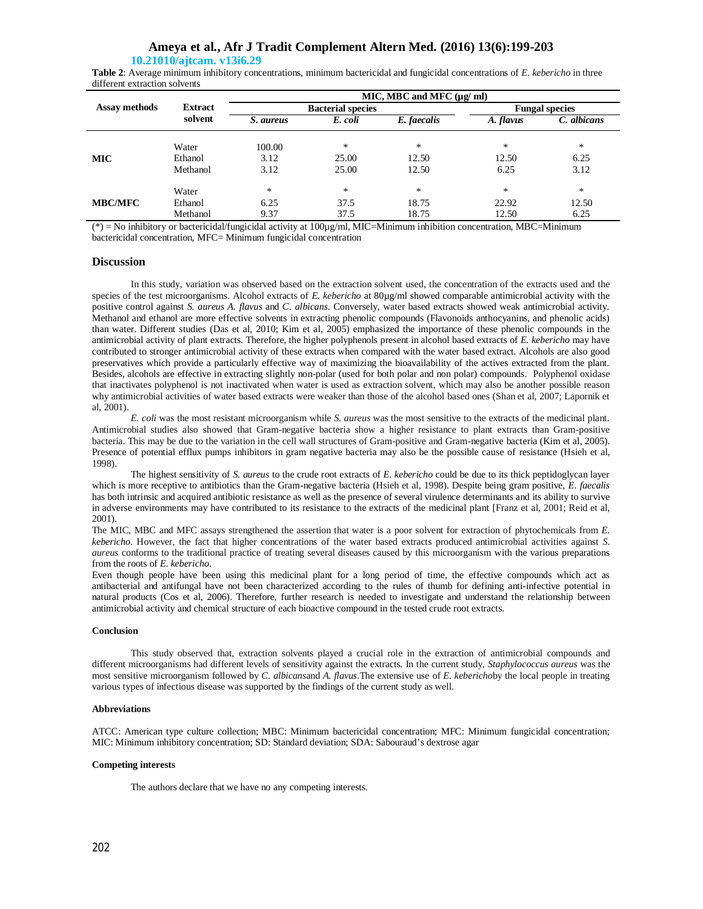**Table 2**: Average minimum inhibitory concentrations, minimum bactericidal and fungicidal concentrations of *E. kebericho* in three different extraction solvents

| Assay methods | Extract solvent | MIC, MBC and MFC (µg/ ml) | | | | |
|---|---|---|---|---|---|---|
| | | Bacterial species | | | Fungal species | |
| | | *S. aureus* | *E. coli* | *E. faecalis* | *A. flavus* | *C. albicans* |
| **MIC** | Water | 100.00 | * | * | * | * |
| | Ethanol | 3.12 | 25.00 | 12.50 | 12.50 | 6.25 |
| | Methanol | 3.12 | 25.00 | 12.50 | 6.25 | 3.12 |
| **MBC/MFC** | Water | * | * | * | * | * |
| | Ethanol | 6.25 | 37.5 | 18.75 | 22.92 | 12.50 |
| | Methanol | 9.37 | 37.5 | 18.75 | 12.50 | 6.25 |

(*) = No inhibitory or bactericidal/fungicidal activity at 100µg/ml, MIC=Minimum inhibition concentration, MBC=Minimum bactericidal concentration, MFC= Minimum fungicidal concentration

## Discussion

In this study, variation was observed based on the extraction solvent used, the concentration of the extracts used and the species of the test microorganisms. Alcohol extracts of *E. kebericho* at 80µg/ml showed comparable antimicrobial activity with the positive control against *S. aureus A. flavus* and *C. albicans*. Conversely, water based extracts showed weak antimicrobial activity. Methanol and ethanol are more effective solvents in extracting phenolic compounds (Flavonoids anthocyanins, and phenolic acids) than water. Different studies (Das et al, 2010; Kim et al, 2005) emphasized the importance of these phenolic compounds in the antimicrobial activity of plant extracts. Therefore, the higher polyphenols present in alcohol based extracts of *E. kebericho* may have contributed to stronger antimicrobial activity of these extracts when compared with the water based extract. Alcohols are also good preservatives which provide a particularly effective way of maximizing the bioavailability of the actives extracted from the plant. Besides, alcohols are effective in extracting slightly non-polar (used for both polar and non polar) compounds. Polyphenol oxidase that inactivates polyphenol is not inactivated when water is used as extraction solvent, which may also be another possible reason why antimicrobial activities of water based extracts were weaker than those of the alcohol based ones (Shan et al, 2007; Lapornik et al, 2001).

*E. coli* was the most resistant microorganism while *S. aureus* was the most sensitive to the extracts of the medicinal plant. Antimicrobial studies also showed that Gram-negative bacteria show a higher resistance to plant extracts than Gram-positive bacteria. This may be due to the variation in the cell wall structures of Gram-positive and Gram-negative bacteria (Kim et al, 2005). Presence of potential efflux pumps inhibitors in gram negative bacteria may also be the possible cause of resistance (Hsieh et al, 1998).

The highest sensitivity of *S. aureus* to the crude root extracts of *E. kebericho* could be due to its thick peptidoglycan layer which is more receptive to antibiotics than the Gram-negative bacteria (Hsieh et al, 1998). Despite being gram positive, *E. faecalis* has both intrinsic and acquired antibiotic resistance as well as the presence of several virulence determinants and its ability to survive in adverse environments may have contributed to its resistance to the extracts of the medicinal plant [Franz et al, 2001; Reid et al, 2001).

The MIC, MBC and MFC assays strengthened the assertion that water is a poor solvent for extraction of phytochemicals from *E. kebericho*. However, the fact that higher concentrations of the water based extracts produced antimicrobial activities against *S. aureus* conforms to the traditional practice of treating several diseases caused by this microorganism with the various preparations from the roots of *E. kebericho*.

Even though people have been using this medicinal plant for a long period of time, the effective compounds which act as antibacterial and antifungal have not been characterized according to the rules of thumb for defining anti-infective potential in natural products (Cos et al, 2006). Therefore, further research is needed to investigate and understand the relationship between antimicrobial activity and chemical structure of each bioactive compound in the tested crude root extracts.

### Conclusion

This study observed that, extraction solvents played a crucial role in the extraction of antimicrobial compounds and different microorganisms had different levels of sensitivity against the extracts. In the current study, *Staphylococcus aureus* was the most sensitive microorganism followed by *C. albicans*and *A. flavus*.The extensive use of *E. kebericho*by the local people in treating various types of infectious disease was supported by the findings of the current study as well.

### Abbreviations

ATCC: American type culture collection; MBC: Minimum bactericidal concentration; MFC: Minimum fungicidal concentration; MIC: Minimum inhibitory concentration; SD: Standard deviation; SDA: Sabouraud's dextrose agar

### Competing interests

The authors declare that we have no any competing interests.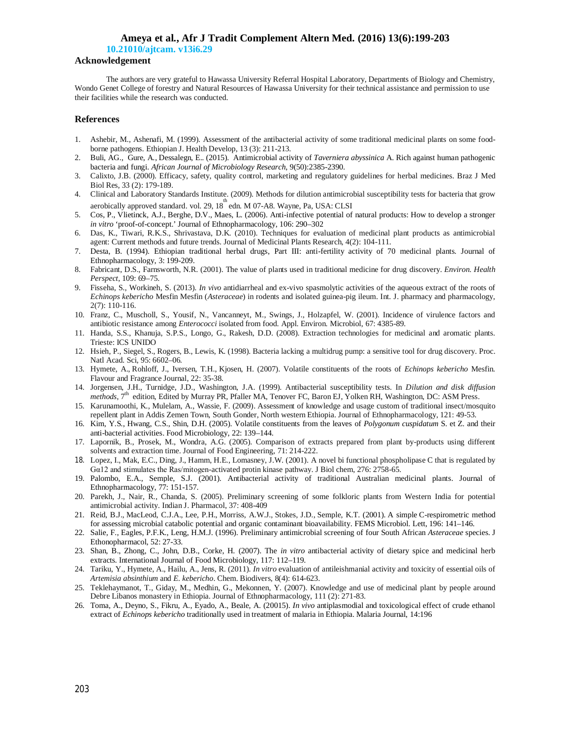## Acknowledgement

The authors are very grateful to Hawassa University Referral Hospital Laboratory, Departments of Biology and Chemistry, Wondo Genet College of forestry and Natural Resources of Hawassa University for their technical assistance and permission to use their facilities while the research was conducted.

## References

1. Ashebir, M., Ashenafi, M. (1999). Assessment of the antibacterial activity of some traditional medicinal plants on some food-borne pathogens. Ethiopian J. Health Develop, 13 (3): 211-213.
2. Buli, AG., Gure, A., Dessalegn, E.. (2015). Antimicrobial activity of *Taverniera abyssinica* A. Rich against human pathogenic bacteria and fungi. *African Journal of Microbiology Research*, 9(50):2385-2390.
3. Calixto, J.B. (2000). Efficacy, safety, quality control, marketing and regulatory guidelines for herbal medicines. Braz J Med Biol Res, 33 (2): 179-189.
4. Clinical and Laboratory Standards Institute. (2009). Methods for dilution antimicrobial susceptibility tests for bacteria that grow aerobically approved standard. vol. 29, 18th edn. M 07-A8. Wayne, Pa, USA: CLSI
5. Cos, P., Vlietinck, A.J., Berghe, D.V., Maes, L. (2006). Anti-infective potential of natural products: How to develop a stronger *in vitro* 'proof-of-concept.' Journal of Ethnopharmacology, 106: 290–302
6. Das, K., Tiwari, R.K.S., Shrivastava, D.K. (2010). Techniques for evaluation of medicinal plant products as antimicrobial agent: Current methods and future trends. Journal of Medicinal Plants Research, 4(2): 104-111.
7. Desta, B. (1994). Ethiopian traditional herbal drugs, Part III: anti-fertility activity of 70 medicinal plants. Journal of Ethnopharmacology, 3: 199-209.
8. Fabricant, D.S., Farnsworth, N.R. (2001). The value of plants used in traditional medicine for drug discovery. *Environ. Health Perspect*, 109: 69–75.
9. Fisseha, S., Workineh, S. (2013). *In vivo* antidiarrheal and ex-vivo spasmolytic activities of the aqueous extract of the roots of *Echinops kebericho* Mesfin Mesfin (*Asteraceae*) in rodents and isolated guinea-pig ileum. Int. J. pharmacy and pharmacology, 2(7): 110-116.
10. Franz, C., Muscholl, S., Yousif, N., Vancanneyt, M., Swings, J., Holzapfel, W. (2001). Incidence of virulence factors and antibiotic resistance among *Enterococci* isolated from food. Appl. Environ. Microbiol, 67: 4385-89.
11. Handa, S.S., Khanuja, S.P.S., Longo, G., Rakesh, D.D. (2008). Extraction technologies for medicinal and aromatic plants. Trieste: ICS UNIDO
12. Hsieh, P., Siegel, S., Rogers, B., Lewis, K. (1998). Bacteria lacking a multidrug pump: a sensitive tool for drug discovery. Proc. Natl Acad. Sci, 95: 6602–06.
13. Hymete, A., Rohloff, J., Iversen, T.H., Kjosen, H. (2007). Volatile constituents of the roots of *Echinops kebericho* Mesfin. Flavour and Fragrance Journal, 22: 35-38.
14. Jorgensen, J.H., Turnidge, J.D., Washington, J.A. (1999). Antibacterial susceptibility tests. In *Dilution and disk diffusion methods*, 7th edition, Edited by Murray PR, Pfaller MA, Tenover FC, Baron EJ, Yolken RH, Washington, DC: ASM Press.
15. Karunamoothi, K., Mulelam, A., Wassie, F. (2009). Assessment of knowledge and usage custom of traditional insect/mosquito repellent plant in Addis Zemen Town, South Gonder, North western Ethiopia. Journal of Ethnopharmacology, 121: 49-53.
16. Kim, Y.S., Hwang, C.S., Shin, D.H. (2005). Volatile constituents from the leaves of *Polygonum cuspidatum* S. et Z. and their anti-bacterial activities. Food Microbiology, 22: 139–144.
17. Lapornik, B., Prosek, M., Wondra, A.G. (2005). Comparison of extracts prepared from plant by-products using different solvents and extraction time. Journal of Food Engineering, 71: 214-222.
18. Lopez, I., Mak, E.C., Ding, J., Hamm, H.E., Lomasney, J.W. (2001). A novel bi functional phospholipase C that is regulated by Gα12 and stimulates the Ras/mitogen-activated protin kinase pathway. J Biol chem, 276: 2758-65.
19. Palombo, E.A., Semple, S.J. (2001). Antibacterial activity of traditional Australian medicinal plants. Journal of Ethnopharmacology, 77: 151-157.
20. Parekh, J., Nair, R., Chanda, S. (2005). Preliminary screening of some folkloric plants from Western India for potential antimicrobial activity. Indian J. Pharmacol, 37: 408-409
21. Reid, B.J., MacLeod, C.J.A., Lee, P.H., Morriss, A.W.J., Stokes, J.D., Semple, K.T. (2001). A simple C-respirometric method for assessing microbial catabolic potential and organic contaminant bioavailability. FEMS Microbiol. Lett, 196: 141–146.
22. Salie, F., Eagles, P.F.K., Leng, H.M.J. (1996). Preliminary antimicrobial screening of four South African *Asteraceae* species. J Ethonopharmacol, 52: 27-33.
23. Shan, B., Zhong, C., John, D.B., Corke, H. (2007). The *in vitro* antibacterial activity of dietary spice and medicinal herb extracts. International Journal of Food Microbiology, 117: 112–119.
24. Tariku, Y., Hymete, A., Hailu, A., Jens, R. (2011). *In vitro* evaluation of antileishmanial activity and toxicity of essential oils of *Artemisia absinthium* and *E. kebericho*. Chem. Biodivers, 8(4): 614-623.
25. Teklehaymanot, T., Giday, M., Medhin, G., Mekonnen, Y. (2007). Knowledge and use of medicinal plant by people around Debre Libanos monastery in Ethiopia. Journal of Ethnopharmacology, 111 (2): 271-83.
26. Toma, A., Deyno, S., Fikru, A., Eyado, A., Beale, A. (20015). *In vivo* antiplasmodial and toxicological effect of crude ethanol extract of *Echinops kebericho* traditionally used in treatment of malaria in Ethiopia. Malaria Journal, 14:196